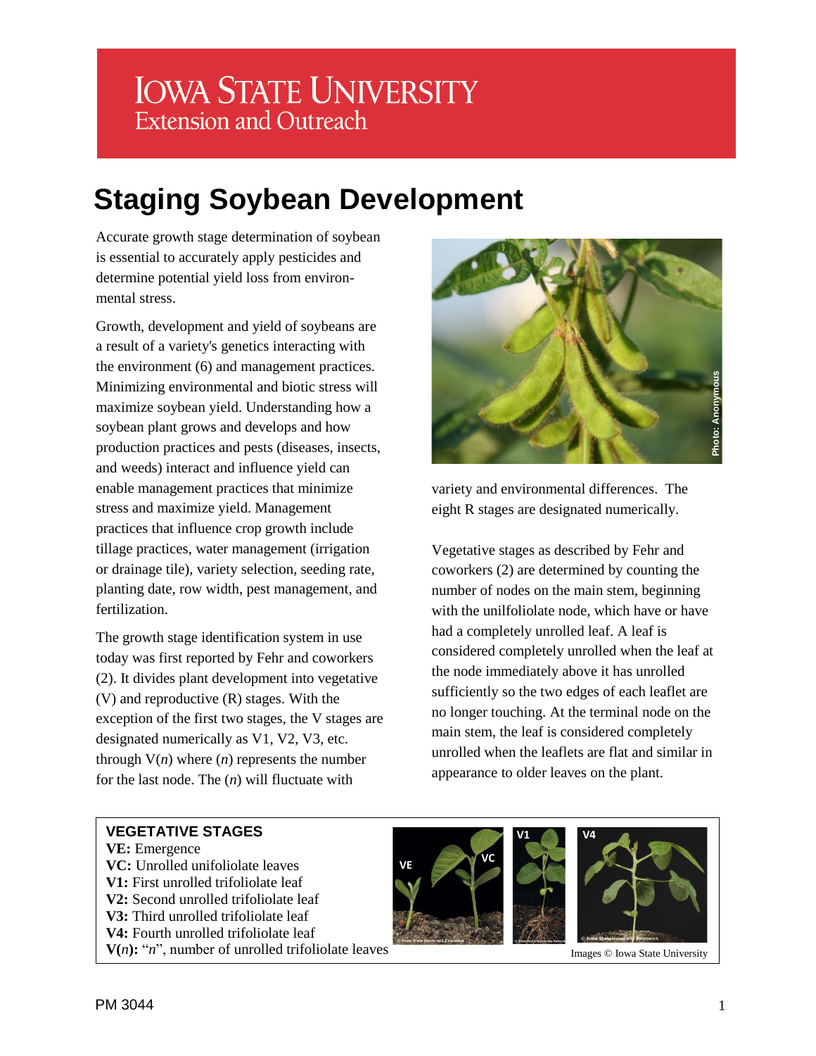# Iowa State University
Extension and Outreach

# Staging Soybean Development

Accurate growth stage determination of soybean is essential to accurately apply pesticides and determine potential yield loss from environmental stress.

Growth, development and yield of soybeans are a result of a variety's genetics interacting with the environment (6) and management practices. Minimizing environmental and biotic stress will maximize soybean yield. Understanding how a soybean plant grows and develops and how production practices and pests (diseases, insects, and weeds) interact and influence yield can enable management practices that minimize stress and maximize yield. Management practices that influence crop growth include tillage practices, water management (irrigation or drainage tile), variety selection, seeding rate, planting date, row width, pest management, and fertilization.

The growth stage identification system in use today was first reported by Fehr and coworkers (2). It divides plant development into vegetative (V) and reproductive (R) stages. With the exception of the first two stages, the V stages are designated numerically as V1, V2, V3, etc. through V(*n*) where (*n*) represents the number for the last node. The (*n*) will fluctuate with variety and environmental differences. The eight R stages are designated numerically.

Photo: Anonymous

Vegetative stages as described by Fehr and coworkers (2) are determined by counting the number of nodes on the main stem, beginning with the unilfoliolate node, which have or have had a completely unrolled leaf. A leaf is considered completely unrolled when the leaf at the node immediately above it has unrolled sufficiently so the two edges of each leaflet are no longer touching. At the terminal node on the main stem, the leaf is considered completely unrolled when the leaflets are flat and similar in appearance to older leaves on the plant.

**VEGETATIVE STAGES**

**VE:** Emergence
**VC:** Unrolled unifoliolate leaves
**V1:** First unrolled trifoliolate leaf
**V2:** Second unrolled trifoliolate leaf
**V3:** Third unrolled trifoliolate leaf
**V4:** Fourth unrolled trifoliolate leaf
**V(*n*):** "*n*", number of unrolled trifoliolate leaves

Images © Iowa State University

PM 3044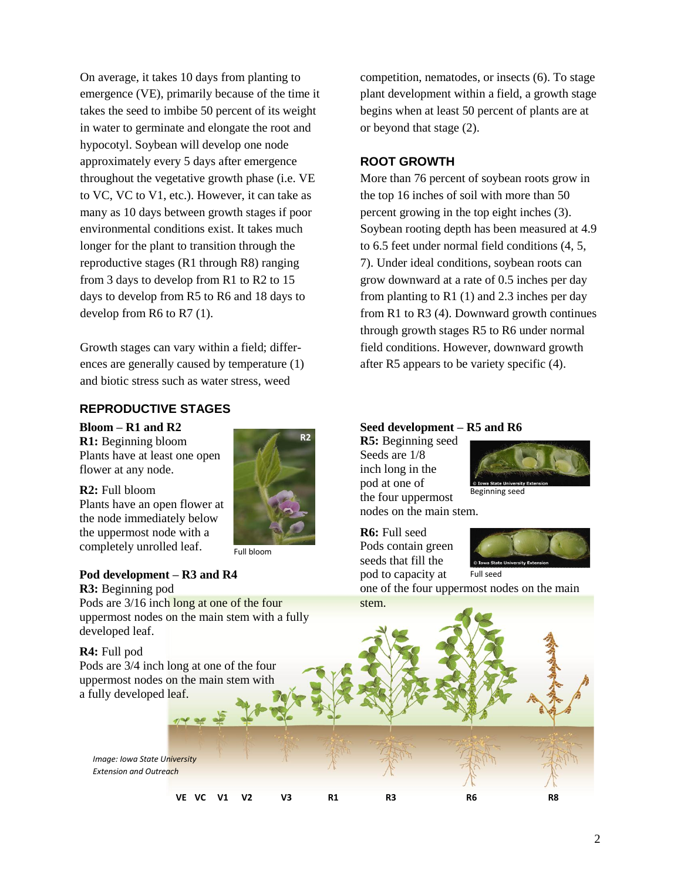On average, it takes 10 days from planting to emergence (VE), primarily because of the time it takes the seed to imbibe 50 percent of its weight in water to germinate and elongate the root and hypocotyl. Soybean will develop one node approximately every 5 days after emergence throughout the vegetative growth phase (i.e. VE to VC, VC to V1, etc.). However, it can take as many as 10 days between growth stages if poor environmental conditions exist. It takes much longer for the plant to transition through the reproductive stages (R1 through R8) ranging from 3 days to develop from R1 to R2 to 15 days to develop from R5 to R6 and 18 days to develop from R6 to R7 (1).

Growth stages can vary within a field; differences are generally caused by temperature (1) and biotic stress such as water stress, weed competition, nematodes, or insects (6). To stage plant development within a field, a growth stage begins when at least 50 percent of plants are at or beyond that stage (2).

## ROOT GROWTH

More than 76 percent of soybean roots grow in the top 16 inches of soil with more than 50 percent growing in the top eight inches (3). Soybean rooting depth has been measured at 4.9 to 6.5 feet under normal field conditions (4, 5, 7). Under ideal conditions, soybean roots can grow downward at a rate of 0.5 inches per day from planting to R1 (1) and 2.3 inches per day from R1 to R3 (4). Downward growth continues through growth stages R5 to R6 under normal field conditions. However, downward growth after R5 appears to be variety specific (4).

## REPRODUCTIVE STAGES

### Bloom – R1 and R2

**R1:** Beginning bloom
Plants have at least one open flower at any node.

**R2:** Full bloom
Plants have an open flower at the node immediately below the uppermost node with a completely unrolled leaf.

Full bloom

### Pod development – R3 and R4

**R3:** Beginning pod
Pods are 3/16 inch long at one of the four uppermost nodes on the main stem with a fully developed leaf.

**R4:** Full pod
Pods are 3/4 inch long at one of the four uppermost nodes on the main stem with a fully developed leaf.

### Seed development – R5 and R6

**R5:** Beginning seed
Seeds are 1/8 inch long in the pod at one of the four uppermost nodes on the main stem.

Beginning seed

**R6:** Full seed
Pods contain green seeds that fill the pod to capacity at one of the four uppermost nodes on the main stem.

Full seed

*Image: Iowa State University Extension and Outreach*

VE VC V1 V2 V3 R1 R3 R6 R8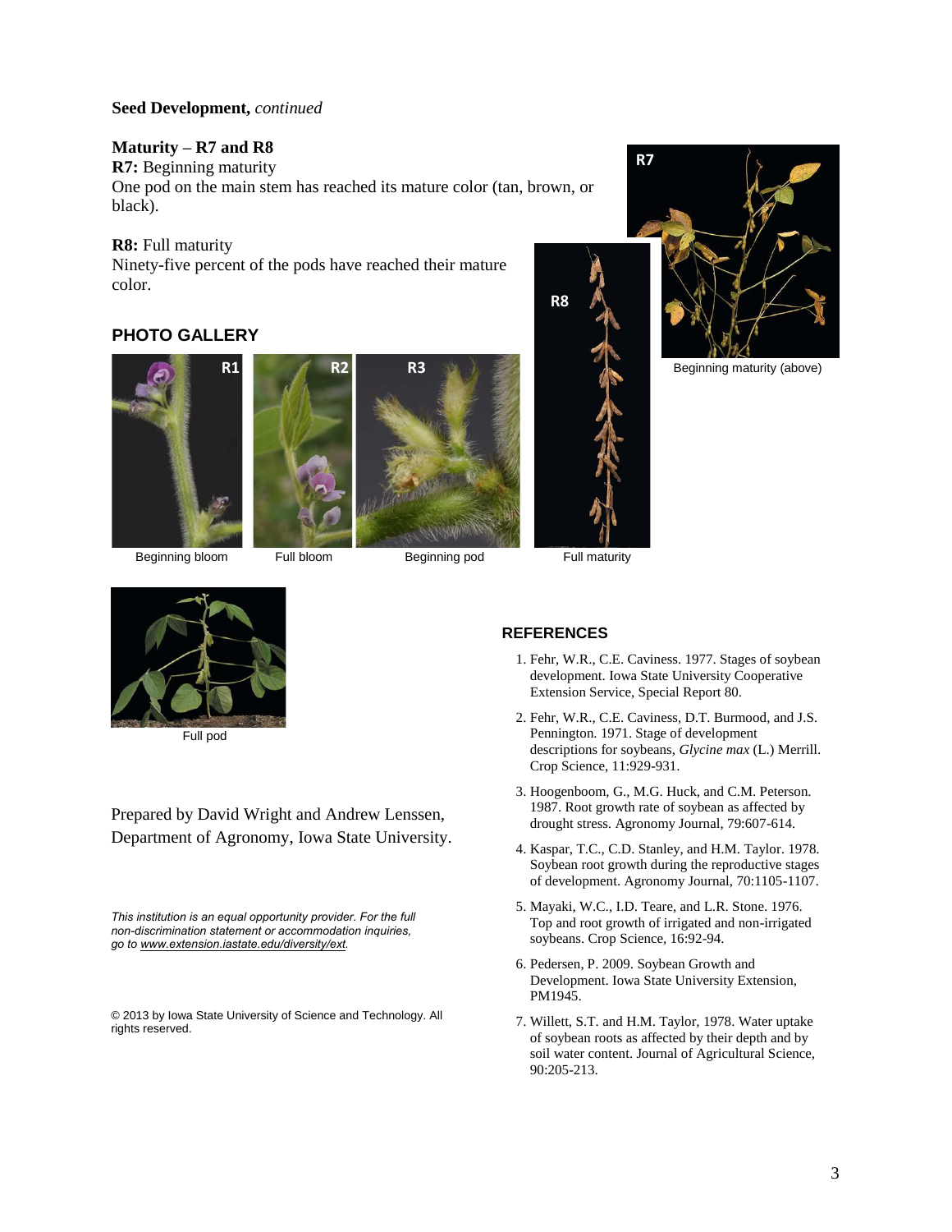**Seed Development,** *continued*

### Maturity – R7 and R8

**R7:** Beginning maturity
One pod on the main stem has reached its mature color (tan, brown, or black).

**R8:** Full maturity
Ninety-five percent of the pods have reached their mature color.

## PHOTO GALLERY

R1

Beginning bloom

R2

Full bloom

R3

Beginning pod

R8

Full maturity

R7

Beginning maturity (above)

Full pod

Prepared by David Wright and Andrew Lenssen, Department of Agronomy, Iowa State University.

*This institution is an equal opportunity provider. For the full non-discrimination statement or accommodation inquiries, go to www.extension.iastate.edu/diversity/ext.*

© 2013 by Iowa State University of Science and Technology. All rights reserved.

## REFERENCES

1. Fehr, W.R., C.E. Caviness. 1977. Stages of soybean development. Iowa State University Cooperative Extension Service, Special Report 80.
2. Fehr, W.R., C.E. Caviness, D.T. Burmood, and J.S. Pennington. 1971. Stage of development descriptions for soybeans, *Glycine max* (L.) Merrill. Crop Science, 11:929-931.
3. Hoogenboom, G., M.G. Huck, and C.M. Peterson. 1987. Root growth rate of soybean as affected by drought stress. Agronomy Journal, 79:607-614.
4. Kaspar, T.C., C.D. Stanley, and H.M. Taylor. 1978. Soybean root growth during the reproductive stages of development. Agronomy Journal, 70:1105-1107.
5. Mayaki, W.C., I.D. Teare, and L.R. Stone. 1976. Top and root growth of irrigated and non-irrigated soybeans. Crop Science, 16:92-94.
6. Pedersen, P. 2009. Soybean Growth and Development. Iowa State University Extension, PM1945.
7. Willett, S.T. and H.M. Taylor, 1978. Water uptake of soybean roots as affected by their depth and by soil water content. Journal of Agricultural Science, 90:205-213.